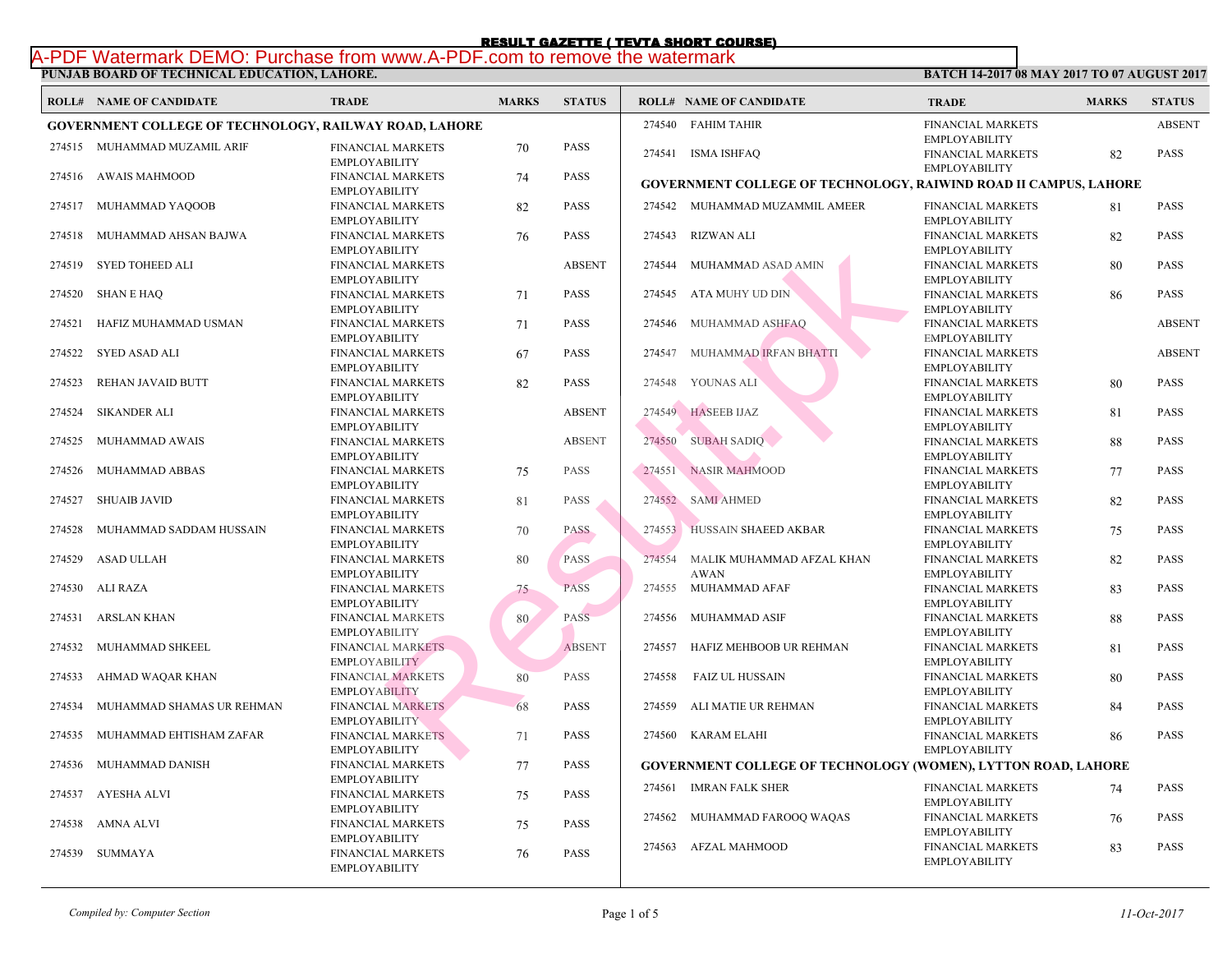# RESULT GAZETTE ( TEVTA SHORT COURSE)

**PUNJAB BOARD OF TECHNICAL EDUCATION, LAHORE.**

**BATCH 14-2017 08 MAY 2017 TO 07 AUGUST 2017**

## GOVERNMENT COLLEGE OF TECHNOLOGY, RAILWAY ROAD, LAHORE

| ROLL# | NAME OF CANDIDATE | TRADE | MARKS | STATUS |
|---|---|---|---|---|
| 274515 | MUHAMMAD MUZAMIL ARIF | FINANCIAL MARKETS EMPLOYABILITY | 70 | PASS |
| 274516 | AWAIS MAHMOOD | FINANCIAL MARKETS EMPLOYABILITY | 74 | PASS |
| 274517 | MUHAMMAD YAQOOB | FINANCIAL MARKETS EMPLOYABILITY | 82 | PASS |
| 274518 | MUHAMMAD AHSAN BAJWA | FINANCIAL MARKETS EMPLOYABILITY | 76 | PASS |
| 274519 | SYED TOHEED ALI | FINANCIAL MARKETS EMPLOYABILITY | | ABSENT |
| 274520 | SHAN E HAQ | FINANCIAL MARKETS EMPLOYABILITY | 71 | PASS |
| 274521 | HAFIZ MUHAMMAD USMAN | FINANCIAL MARKETS EMPLOYABILITY | 71 | PASS |
| 274522 | SYED ASAD ALI | FINANCIAL MARKETS EMPLOYABILITY | 67 | PASS |
| 274523 | REHAN JAVAID BUTT | FINANCIAL MARKETS EMPLOYABILITY | 82 | PASS |
| 274524 | SIKANDER ALI | FINANCIAL MARKETS EMPLOYABILITY | | ABSENT |
| 274525 | MUHAMMAD AWAIS | FINANCIAL MARKETS EMPLOYABILITY | | ABSENT |
| 274526 | MUHAMMAD ABBAS | FINANCIAL MARKETS EMPLOYABILITY | 75 | PASS |
| 274527 | SHUAIB JAVID | FINANCIAL MARKETS EMPLOYABILITY | 81 | PASS |
| 274528 | MUHAMMAD SADDAM HUSSAIN | FINANCIAL MARKETS EMPLOYABILITY | 70 | PASS |
| 274529 | ASAD ULLAH | FINANCIAL MARKETS EMPLOYABILITY | 80 | PASS |
| 274530 | ALI RAZA | FINANCIAL MARKETS EMPLOYABILITY | 75 | PASS |
| 274531 | ARSLAN KHAN | FINANCIAL MARKETS EMPLOYABILITY | 80 | PASS |
| 274532 | MUHAMMAD SHKEEL | FINANCIAL MARKETS EMPLOYABILITY | | ABSENT |
| 274533 | AHMAD WAQAR KHAN | FINANCIAL MARKETS EMPLOYABILITY | 80 | PASS |
| 274534 | MUHAMMAD SHAMAS UR REHMAN | FINANCIAL MARKETS EMPLOYABILITY | 68 | PASS |
| 274535 | MUHAMMAD EHTISHAM ZAFAR | FINANCIAL MARKETS EMPLOYABILITY | 71 | PASS |
| 274536 | MUHAMMAD DANISH | FINANCIAL MARKETS EMPLOYABILITY | 77 | PASS |
| 274537 | AYESHA ALVI | FINANCIAL MARKETS EMPLOYABILITY | 75 | PASS |
| 274538 | AMNA ALVI | FINANCIAL MARKETS EMPLOYABILITY | 75 | PASS |
| 274539 | SUMMAYA | FINANCIAL MARKETS EMPLOYABILITY | 76 | PASS |
| 274540 | FAHIM TAHIR | FINANCIAL MARKETS EMPLOYABILITY | | ABSENT |
| 274541 | ISMA ISHFAQ | FINANCIAL MARKETS EMPLOYABILITY | 82 | PASS |

## GOVERNMENT COLLEGE OF TECHNOLOGY, RAIWIND ROAD II CAMPUS, LAHORE

| ROLL# | NAME OF CANDIDATE | TRADE | MARKS | STATUS |
|---|---|---|---|---|
| 274542 | MUHAMMAD MUZAMMIL AMEER | FINANCIAL MARKETS EMPLOYABILITY | 81 | PASS |
| 274543 | RIZWAN ALI | FINANCIAL MARKETS EMPLOYABILITY | 82 | PASS |
| 274544 | MUHAMMAD ASAD AMIN | FINANCIAL MARKETS EMPLOYABILITY | 80 | PASS |
| 274545 | ATA MUHY UD DIN | FINANCIAL MARKETS EMPLOYABILITY | 86 | PASS |
| 274546 | MUHAMMAD ASHFAQ | FINANCIAL MARKETS EMPLOYABILITY | | ABSENT |
| 274547 | MUHAMMAD IRFAN BHATTI | FINANCIAL MARKETS EMPLOYABILITY | | ABSENT |
| 274548 | YOUNAS ALI | FINANCIAL MARKETS EMPLOYABILITY | 80 | PASS |
| 274549 | HASEEB IJAZ | FINANCIAL MARKETS EMPLOYABILITY | 81 | PASS |
| 274550 | SUBAH SADIQ | FINANCIAL MARKETS EMPLOYABILITY | 88 | PASS |
| 274551 | NASIR MAHMOOD | FINANCIAL MARKETS EMPLOYABILITY | 77 | PASS |
| 274552 | SAMI AHMED | FINANCIAL MARKETS EMPLOYABILITY | 82 | PASS |
| 274553 | HUSSAIN SHAEED AKBAR | FINANCIAL MARKETS EMPLOYABILITY | 75 | PASS |
| 274554 | MALIK MUHAMMAD AFZAL KHAN AWAN | FINANCIAL MARKETS EMPLOYABILITY | 82 | PASS |
| 274555 | MUHAMMAD AFAF | FINANCIAL MARKETS EMPLOYABILITY | 83 | PASS |
| 274556 | MUHAMMAD ASIF | FINANCIAL MARKETS EMPLOYABILITY | 88 | PASS |
| 274557 | HAFIZ MEHBOOB UR REHMAN | FINANCIAL MARKETS EMPLOYABILITY | 81 | PASS |
| 274558 | FAIZ UL HUSSAIN | FINANCIAL MARKETS EMPLOYABILITY | 80 | PASS |
| 274559 | ALI MATIE UR REHMAN | FINANCIAL MARKETS EMPLOYABILITY | 84 | PASS |
| 274560 | KARAM ELAHI | FINANCIAL MARKETS EMPLOYABILITY | 86 | PASS |

## GOVERNMENT COLLEGE OF TECHNOLOGY (WOMEN), LYTTON ROAD, LAHORE

| ROLL# | NAME OF CANDIDATE | TRADE | MARKS | STATUS |
|---|---|---|---|---|
| 274561 | IMRAN FALK SHER | FINANCIAL MARKETS EMPLOYABILITY | 74 | PASS |
| 274562 | MUHAMMAD FAROOQ WAQAS | FINANCIAL MARKETS EMPLOYABILITY | 76 | PASS |
| 274563 | AFZAL MAHMOOD | FINANCIAL MARKETS EMPLOYABILITY | 83 | PASS |

*Compiled by: Computer Section*

*11-Oct-2017*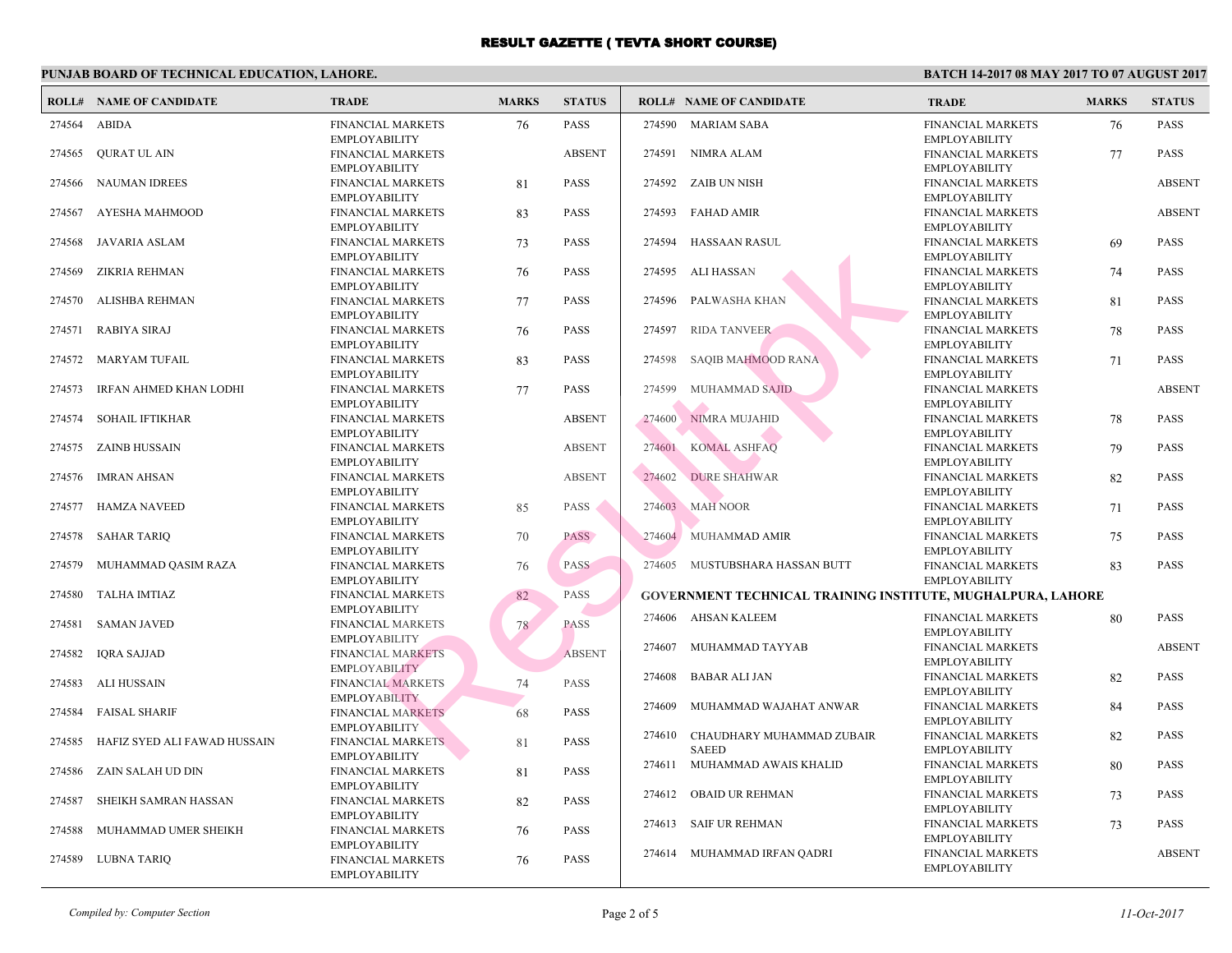# RESULT GAZETTE ( TEVTA SHORT COURSE)

**PUNJAB BOARD OF TECHNICAL EDUCATION, LAHORE.**

**BATCH 14-2017 08 MAY 2017 TO 07 AUGUST 2017**

| ROLL# | NAME OF CANDIDATE | TRADE | MARKS | STATUS |
|---|---|---|---|---|
| 274564 | ABIDA | FINANCIAL MARKETS EMPLOYABILITY | 76 | PASS |
| 274565 | QURAT UL AIN | FINANCIAL MARKETS EMPLOYABILITY | | ABSENT |
| 274566 | NAUMAN IDREES | FINANCIAL MARKETS EMPLOYABILITY | 81 | PASS |
| 274567 | AYESHA MAHMOOD | FINANCIAL MARKETS EMPLOYABILITY | 83 | PASS |
| 274568 | JAVARIA ASLAM | FINANCIAL MARKETS EMPLOYABILITY | 73 | PASS |
| 274569 | ZIKRIA REHMAN | FINANCIAL MARKETS EMPLOYABILITY | 76 | PASS |
| 274570 | ALISHBA REHMAN | FINANCIAL MARKETS EMPLOYABILITY | 77 | PASS |
| 274571 | RABIYA SIRAJ | FINANCIAL MARKETS EMPLOYABILITY | 76 | PASS |
| 274572 | MARYAM TUFAIL | FINANCIAL MARKETS EMPLOYABILITY | 83 | PASS |
| 274573 | IRFAN AHMED KHAN LODHI | FINANCIAL MARKETS EMPLOYABILITY | 77 | PASS |
| 274574 | SOHAIL IFTIKHAR | FINANCIAL MARKETS EMPLOYABILITY | | ABSENT |
| 274575 | ZAINB HUSSAIN | FINANCIAL MARKETS EMPLOYABILITY | | ABSENT |
| 274576 | IMRAN AHSAN | FINANCIAL MARKETS EMPLOYABILITY | | ABSENT |
| 274577 | HAMZA NAVEED | FINANCIAL MARKETS EMPLOYABILITY | 85 | PASS |
| 274578 | SAHAR TARIQ | FINANCIAL MARKETS EMPLOYABILITY | 70 | PASS |
| 274579 | MUHAMMAD QASIM RAZA | FINANCIAL MARKETS EMPLOYABILITY | 76 | PASS |
| 274580 | TALHA IMTIAZ | FINANCIAL MARKETS EMPLOYABILITY | 82 | PASS |
| 274581 | SAMAN JAVED | FINANCIAL MARKETS EMPLOYABILITY | 78 | PASS |
| 274582 | IQRA SAJJAD | FINANCIAL MARKETS EMPLOYABILITY | | ABSENT |
| 274583 | ALI HUSSAIN | FINANCIAL MARKETS EMPLOYABILITY | 74 | PASS |
| 274584 | FAISAL SHARIF | FINANCIAL MARKETS EMPLOYABILITY | 68 | PASS |
| 274585 | HAFIZ SYED ALI FAWAD HUSSAIN | FINANCIAL MARKETS EMPLOYABILITY | 81 | PASS |
| 274586 | ZAIN SALAH UD DIN | FINANCIAL MARKETS EMPLOYABILITY | 81 | PASS |
| 274587 | SHEIKH SAMRAN HASSAN | FINANCIAL MARKETS EMPLOYABILITY | 82 | PASS |
| 274588 | MUHAMMAD UMER SHEIKH | FINANCIAL MARKETS EMPLOYABILITY | 76 | PASS |
| 274589 | LUBNA TARIQ | FINANCIAL MARKETS EMPLOYABILITY | 76 | PASS |
| 274590 | MARIAM SABA | FINANCIAL MARKETS EMPLOYABILITY | 76 | PASS |
| 274591 | NIMRA ALAM | FINANCIAL MARKETS EMPLOYABILITY | 77 | PASS |
| 274592 | ZAIB UN NISH | FINANCIAL MARKETS EMPLOYABILITY | | ABSENT |
| 274593 | FAHAD AMIR | FINANCIAL MARKETS EMPLOYABILITY | | ABSENT |
| 274594 | HASSAAN RASUL | FINANCIAL MARKETS EMPLOYABILITY | 69 | PASS |
| 274595 | ALI HASSAN | FINANCIAL MARKETS EMPLOYABILITY | 74 | PASS |
| 274596 | PALWASHA KHAN | FINANCIAL MARKETS EMPLOYABILITY | 81 | PASS |
| 274597 | RIDA TANVEER | FINANCIAL MARKETS EMPLOYABILITY | 78 | PASS |
| 274598 | SAQIB MAHMOOD RANA | FINANCIAL MARKETS EMPLOYABILITY | 71 | PASS |
| 274599 | MUHAMMAD SAJID | FINANCIAL MARKETS EMPLOYABILITY | | ABSENT |
| 274600 | NIMRA MUJAHID | FINANCIAL MARKETS EMPLOYABILITY | 78 | PASS |
| 274601 | KOMAL ASHFAQ | FINANCIAL MARKETS EMPLOYABILITY | 79 | PASS |
| 274602 | DURE SHAHWAR | FINANCIAL MARKETS EMPLOYABILITY | 82 | PASS |
| 274603 | MAH NOOR | FINANCIAL MARKETS EMPLOYABILITY | 71 | PASS |
| 274604 | MUHAMMAD AMIR | FINANCIAL MARKETS EMPLOYABILITY | 75 | PASS |
| 274605 | MUSTUBSHARA HASSAN BUTT | FINANCIAL MARKETS EMPLOYABILITY | 83 | PASS |

**GOVERNMENT TECHNICAL TRAINING INSTITUTE, MUGHALPURA, LAHORE**

| ROLL# | NAME OF CANDIDATE | TRADE | MARKS | STATUS |
|---|---|---|---|---|
| 274606 | AHSAN KALEEM | FINANCIAL MARKETS EMPLOYABILITY | 80 | PASS |
| 274607 | MUHAMMAD TAYYAB | FINANCIAL MARKETS EMPLOYABILITY | | ABSENT |
| 274608 | BABAR ALI JAN | FINANCIAL MARKETS EMPLOYABILITY | 82 | PASS |
| 274609 | MUHAMMAD WAJAHAT ANWAR | FINANCIAL MARKETS EMPLOYABILITY | 84 | PASS |
| 274610 | CHAUDHARY MUHAMMAD ZUBAIR SAEED | FINANCIAL MARKETS EMPLOYABILITY | 82 | PASS |
| 274611 | MUHAMMAD AWAIS KHALID | FINANCIAL MARKETS EMPLOYABILITY | 80 | PASS |
| 274612 | OBAID UR REHMAN | FINANCIAL MARKETS EMPLOYABILITY | 73 | PASS |
| 274613 | SAIF UR REHMAN | FINANCIAL MARKETS EMPLOYABILITY | 73 | PASS |
| 274614 | MUHAMMAD IRFAN QADRI | FINANCIAL MARKETS EMPLOYABILITY | | ABSENT |

*Compiled by: Computer Section*

*11-Oct-2017*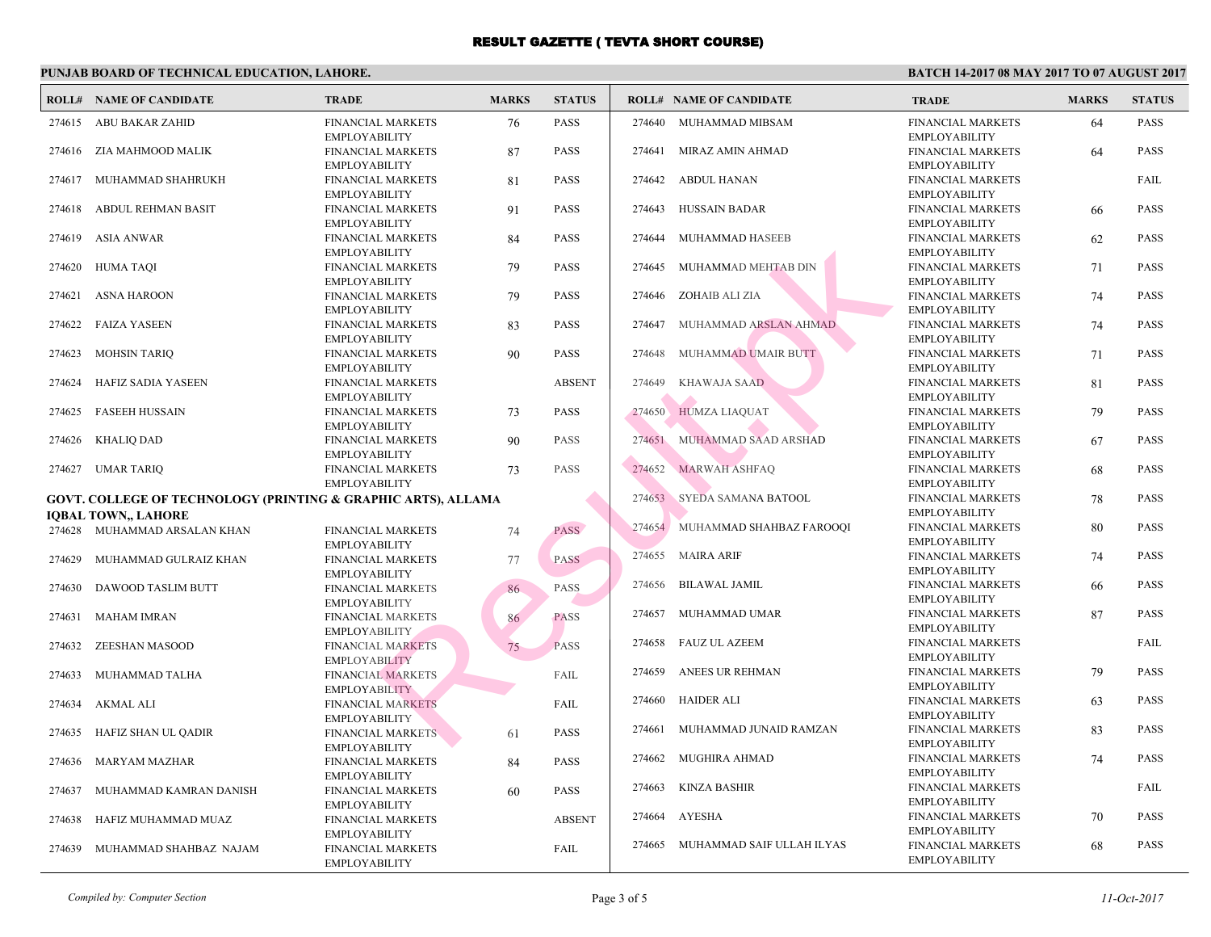# RESULT GAZETTE ( TEVTA SHORT COURSE)

**PUNJAB BOARD OF TECHNICAL EDUCATION, LAHORE.**

**BATCH 14-2017 08 MAY 2017 TO 07 AUGUST 2017**

| ROLL# | NAME OF CANDIDATE | TRADE | MARKS | STATUS |
|---|---|---|---|---|
| 274615 | ABU BAKAR ZAHID | FINANCIAL MARKETS EMPLOYABILITY | 76 | PASS |
| 274616 | ZIA MAHMOOD MALIK | FINANCIAL MARKETS EMPLOYABILITY | 87 | PASS |
| 274617 | MUHAMMAD SHAHRUKH | FINANCIAL MARKETS EMPLOYABILITY | 81 | PASS |
| 274618 | ABDUL REHMAN BASIT | FINANCIAL MARKETS EMPLOYABILITY | 91 | PASS |
| 274619 | ASIA ANWAR | FINANCIAL MARKETS EMPLOYABILITY | 84 | PASS |
| 274620 | HUMA TAQI | FINANCIAL MARKETS EMPLOYABILITY | 79 | PASS |
| 274621 | ASNA HAROON | FINANCIAL MARKETS EMPLOYABILITY | 79 | PASS |
| 274622 | FAIZA YASEEN | FINANCIAL MARKETS EMPLOYABILITY | 83 | PASS |
| 274623 | MOHSIN TARIQ | FINANCIAL MARKETS EMPLOYABILITY | 90 | PASS |
| 274624 | HAFIZ SADIA YASEEN | FINANCIAL MARKETS EMPLOYABILITY | | ABSENT |
| 274625 | FASEEH HUSSAIN | FINANCIAL MARKETS EMPLOYABILITY | 73 | PASS |
| 274626 | KHALIQ DAD | FINANCIAL MARKETS EMPLOYABILITY | 90 | PASS |
| 274627 | UMAR TARIQ | FINANCIAL MARKETS EMPLOYABILITY | 73 | PASS |

**GOVT. COLLEGE OF TECHNOLOGY (PRINTING & GRAPHIC ARTS), ALLAMA IQBAL TOWN,, LAHORE**

| ROLL# | NAME OF CANDIDATE | TRADE | MARKS | STATUS |
|---|---|---|---|---|
| 274628 | MUHAMMAD ARSALAN KHAN | FINANCIAL MARKETS EMPLOYABILITY | 74 | PASS |
| 274629 | MUHAMMAD GULRAIZ KHAN | FINANCIAL MARKETS EMPLOYABILITY | 77 | PASS |
| 274630 | DAWOOD TASLIM BUTT | FINANCIAL MARKETS EMPLOYABILITY | 86 | PASS |
| 274631 | MAHAM IMRAN | FINANCIAL MARKETS EMPLOYABILITY | 86 | PASS |
| 274632 | ZEESHAN MASOOD | FINANCIAL MARKETS EMPLOYABILITY | 75 | PASS |
| 274633 | MUHAMMAD TALHA | FINANCIAL MARKETS EMPLOYABILITY | | FAIL |
| 274634 | AKMAL ALI | FINANCIAL MARKETS EMPLOYABILITY | | FAIL |
| 274635 | HAFIZ SHAN UL QADIR | FINANCIAL MARKETS EMPLOYABILITY | 61 | PASS |
| 274636 | MARYAM MAZHAR | FINANCIAL MARKETS EMPLOYABILITY | 84 | PASS |
| 274637 | MUHAMMAD KAMRAN DANISH | FINANCIAL MARKETS EMPLOYABILITY | 60 | PASS |
| 274638 | HAFIZ MUHAMMAD MUAZ | FINANCIAL MARKETS EMPLOYABILITY | | ABSENT |
| 274639 | MUHAMMAD SHAHBAZ NAJAM | FINANCIAL MARKETS EMPLOYABILITY | | FAIL |
| 274640 | MUHAMMAD MIBSAM | FINANCIAL MARKETS EMPLOYABILITY | 64 | PASS |
| 274641 | MIRAZ AMIN AHMAD | FINANCIAL MARKETS EMPLOYABILITY | 64 | PASS |
| 274642 | ABDUL HANAN | FINANCIAL MARKETS EMPLOYABILITY | | FAIL |
| 274643 | HUSSAIN BADAR | FINANCIAL MARKETS EMPLOYABILITY | 66 | PASS |
| 274644 | MUHAMMAD HASEEB | FINANCIAL MARKETS EMPLOYABILITY | 62 | PASS |
| 274645 | MUHAMMAD MEHTAB DIN | FINANCIAL MARKETS EMPLOYABILITY | 71 | PASS |
| 274646 | ZOHAIB ALI ZIA | FINANCIAL MARKETS EMPLOYABILITY | 74 | PASS |
| 274647 | MUHAMMAD ARSLAN AHMAD | FINANCIAL MARKETS EMPLOYABILITY | 74 | PASS |
| 274648 | MUHAMMAD UMAIR BUTT | FINANCIAL MARKETS EMPLOYABILITY | 71 | PASS |
| 274649 | KHAWAJA SAAD | FINANCIAL MARKETS EMPLOYABILITY | 81 | PASS |
| 274650 | HUMZA LIAQUAT | FINANCIAL MARKETS EMPLOYABILITY | 79 | PASS |
| 274651 | MUHAMMAD SAAD ARSHAD | FINANCIAL MARKETS EMPLOYABILITY | 67 | PASS |
| 274652 | MARWAH ASHFAQ | FINANCIAL MARKETS EMPLOYABILITY | 68 | PASS |
| 274653 | SYEDA SAMANA BATOOL | FINANCIAL MARKETS EMPLOYABILITY | 78 | PASS |
| 274654 | MUHAMMAD SHAHBAZ FAROOQI | FINANCIAL MARKETS EMPLOYABILITY | 80 | PASS |
| 274655 | MAIRA ARIF | FINANCIAL MARKETS EMPLOYABILITY | 74 | PASS |
| 274656 | BILAWAL JAMIL | FINANCIAL MARKETS EMPLOYABILITY | 66 | PASS |
| 274657 | MUHAMMAD UMAR | FINANCIAL MARKETS EMPLOYABILITY | 87 | PASS |
| 274658 | FAUZ UL AZEEM | FINANCIAL MARKETS EMPLOYABILITY | | FAIL |
| 274659 | ANEES UR REHMAN | FINANCIAL MARKETS EMPLOYABILITY | 79 | PASS |
| 274660 | HAIDER ALI | FINANCIAL MARKETS EMPLOYABILITY | 63 | PASS |
| 274661 | MUHAMMAD JUNAID RAMZAN | FINANCIAL MARKETS EMPLOYABILITY | 83 | PASS |
| 274662 | MUGHIRA AHMAD | FINANCIAL MARKETS EMPLOYABILITY | 74 | PASS |
| 274663 | KINZA BASHIR | FINANCIAL MARKETS EMPLOYABILITY | | FAIL |
| 274664 | AYESHA | FINANCIAL MARKETS EMPLOYABILITY | 70 | PASS |
| 274665 | MUHAMMAD SAIF ULLAH ILYAS | FINANCIAL MARKETS EMPLOYABILITY | 68 | PASS |

*Compiled by: Computer Section*

*11-Oct-2017*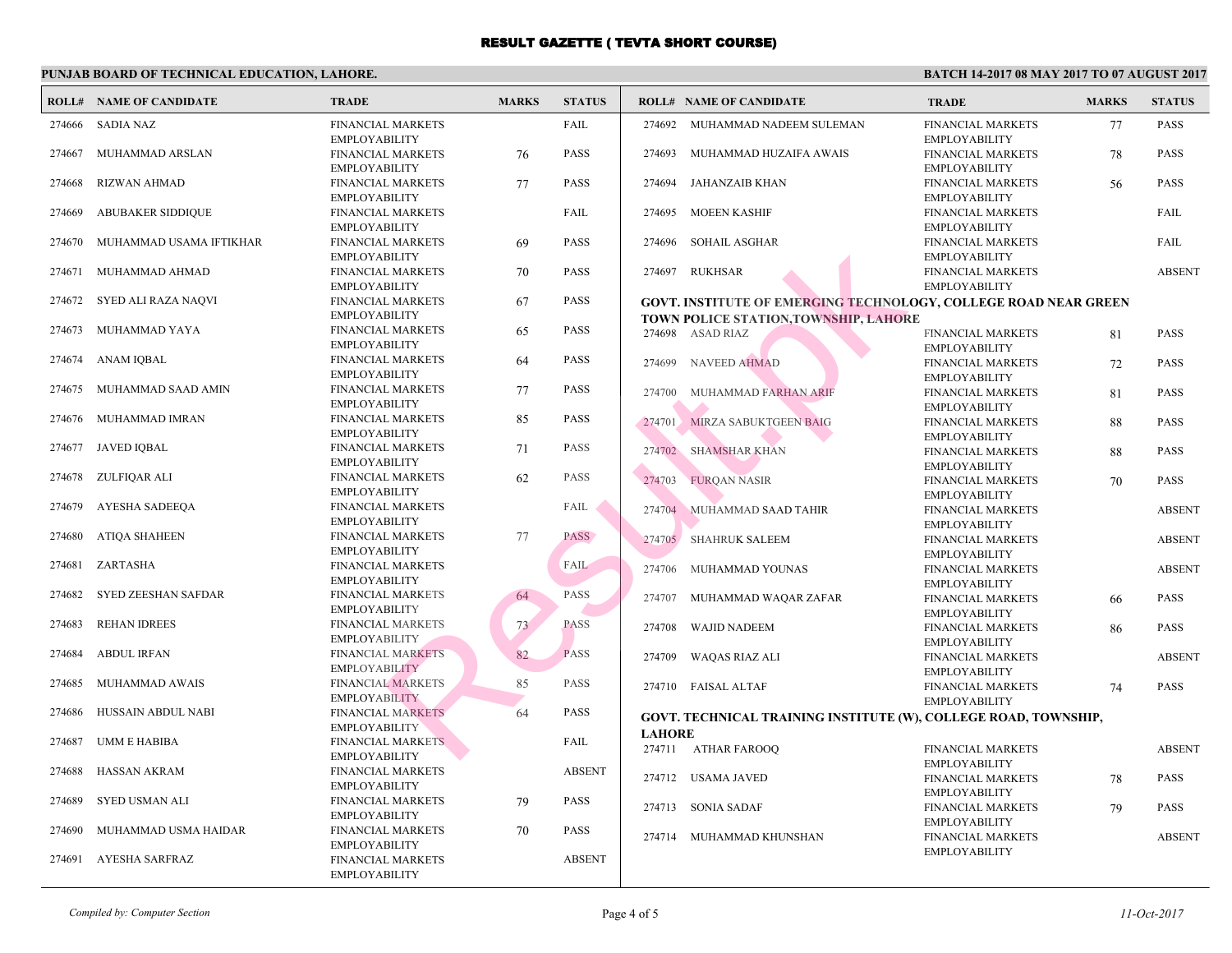# RESULT GAZETTE ( TEVTA SHORT COURSE)

**PUNJAB BOARD OF TECHNICAL EDUCATION, LAHORE.**

**BATCH 14-2017 08 MAY 2017 TO 07 AUGUST 2017**

| ROLL# | NAME OF CANDIDATE | TRADE | MARKS | STATUS |
|---|---|---|---|---|
| 274666 | SADIA NAZ | FINANCIAL MARKETS EMPLOYABILITY | | FAIL |
| 274667 | MUHAMMAD ARSLAN | FINANCIAL MARKETS EMPLOYABILITY | 76 | PASS |
| 274668 | RIZWAN AHMAD | FINANCIAL MARKETS EMPLOYABILITY | 77 | PASS |
| 274669 | ABUBAKER SIDDIQUE | FINANCIAL MARKETS EMPLOYABILITY | | FAIL |
| 274670 | MUHAMMAD USAMA IFTIKHAR | FINANCIAL MARKETS EMPLOYABILITY | 69 | PASS |
| 274671 | MUHAMMAD AHMAD | FINANCIAL MARKETS EMPLOYABILITY | 70 | PASS |
| 274672 | SYED ALI RAZA NAQVI | FINANCIAL MARKETS EMPLOYABILITY | 67 | PASS |
| 274673 | MUHAMMAD YAYA | FINANCIAL MARKETS EMPLOYABILITY | 65 | PASS |
| 274674 | ANAM IQBAL | FINANCIAL MARKETS EMPLOYABILITY | 64 | PASS |
| 274675 | MUHAMMAD SAAD AMIN | FINANCIAL MARKETS EMPLOYABILITY | 77 | PASS |
| 274676 | MUHAMMAD IMRAN | FINANCIAL MARKETS EMPLOYABILITY | 85 | PASS |
| 274677 | JAVED IQBAL | FINANCIAL MARKETS EMPLOYABILITY | 71 | PASS |
| 274678 | ZULFIQAR ALI | FINANCIAL MARKETS EMPLOYABILITY | 62 | PASS |
| 274679 | AYESHA SADEEQA | FINANCIAL MARKETS EMPLOYABILITY | | FAIL |
| 274680 | ATIQA SHAHEEN | FINANCIAL MARKETS EMPLOYABILITY | 77 | PASS |
| 274681 | ZARTASHA | FINANCIAL MARKETS EMPLOYABILITY | | FAIL |
| 274682 | SYED ZEESHAN SAFDAR | FINANCIAL MARKETS EMPLOYABILITY | 64 | PASS |
| 274683 | REHAN IDREES | FINANCIAL MARKETS EMPLOYABILITY | 73 | PASS |
| 274684 | ABDUL IRFAN | FINANCIAL MARKETS EMPLOYABILITY | 82 | PASS |
| 274685 | MUHAMMAD AWAIS | FINANCIAL MARKETS EMPLOYABILITY | 85 | PASS |
| 274686 | HUSSAIN ABDUL NABI | FINANCIAL MARKETS EMPLOYABILITY | 64 | PASS |
| 274687 | UMM E HABIBA | FINANCIAL MARKETS EMPLOYABILITY | | FAIL |
| 274688 | HASSAN AKRAM | FINANCIAL MARKETS EMPLOYABILITY | | ABSENT |
| 274689 | SYED USMAN ALI | FINANCIAL MARKETS EMPLOYABILITY | 79 | PASS |
| 274690 | MUHAMMAD USMA HAIDAR | FINANCIAL MARKETS EMPLOYABILITY | 70 | PASS |
| 274691 | AYESHA SARFRAZ | FINANCIAL MARKETS EMPLOYABILITY | | ABSENT |
| 274692 | MUHAMMAD NADEEM SULEMAN | FINANCIAL MARKETS EMPLOYABILITY | 77 | PASS |
| 274693 | MUHAMMAD HUZAIFA AWAIS | FINANCIAL MARKETS EMPLOYABILITY | 78 | PASS |
| 274694 | JAHANZAIB KHAN | FINANCIAL MARKETS EMPLOYABILITY | 56 | PASS |
| 274695 | MOEEN KASHIF | FINANCIAL MARKETS EMPLOYABILITY | | FAIL |
| 274696 | SOHAIL ASGHAR | FINANCIAL MARKETS EMPLOYABILITY | | FAIL |
| 274697 | RUKHSAR | FINANCIAL MARKETS EMPLOYABILITY | | ABSENT |

**GOVT. INSTITUTE OF EMERGING TECHNOLOGY, COLLEGE ROAD NEAR GREEN TOWN POLICE STATION,TOWNSHIP, LAHORE**

| ROLL# | NAME OF CANDIDATE | TRADE | MARKS | STATUS |
|---|---|---|---|---|
| 274698 | ASAD RIAZ | FINANCIAL MARKETS EMPLOYABILITY | 81 | PASS |
| 274699 | NAVEED AHMAD | FINANCIAL MARKETS EMPLOYABILITY | 72 | PASS |
| 274700 | MUHAMMAD FARHAN ARIF | FINANCIAL MARKETS EMPLOYABILITY | 81 | PASS |
| 274701 | MIRZA SABUKTGEEN BAIG | FINANCIAL MARKETS EMPLOYABILITY | 88 | PASS |
| 274702 | SHAMSHAR KHAN | FINANCIAL MARKETS EMPLOYABILITY | 88 | PASS |
| 274703 | FURQAN NASIR | FINANCIAL MARKETS EMPLOYABILITY | 70 | PASS |
| 274704 | MUHAMMAD SAAD TAHIR | FINANCIAL MARKETS EMPLOYABILITY | | ABSENT |
| 274705 | SHAHRUK SALEEM | FINANCIAL MARKETS EMPLOYABILITY | | ABSENT |
| 274706 | MUHAMMAD YOUNAS | FINANCIAL MARKETS EMPLOYABILITY | | ABSENT |
| 274707 | MUHAMMAD WAQAR ZAFAR | FINANCIAL MARKETS EMPLOYABILITY | 66 | PASS |
| 274708 | WAJID NADEEM | FINANCIAL MARKETS EMPLOYABILITY | 86 | PASS |
| 274709 | WAQAS RIAZ ALI | FINANCIAL MARKETS EMPLOYABILITY | | ABSENT |
| 274710 | FAISAL ALTAF | FINANCIAL MARKETS EMPLOYABILITY | 74 | PASS |

**GOVT. TECHNICAL TRAINING INSTITUTE (W), COLLEGE ROAD, TOWNSHIP, LAHORE**

| ROLL# | NAME OF CANDIDATE | TRADE | MARKS | STATUS |
|---|---|---|---|---|
| 274711 | ATHAR FAROOQ | FINANCIAL MARKETS EMPLOYABILITY | | ABSENT |
| 274712 | USAMA JAVED | FINANCIAL MARKETS EMPLOYABILITY | 78 | PASS |
| 274713 | SONIA SADAF | FINANCIAL MARKETS EMPLOYABILITY | 79 | PASS |
| 274714 | MUHAMMAD KHUNSHAN | FINANCIAL MARKETS EMPLOYABILITY | | ABSENT |

*Compiled by: Computer Section*

*11-Oct-2017*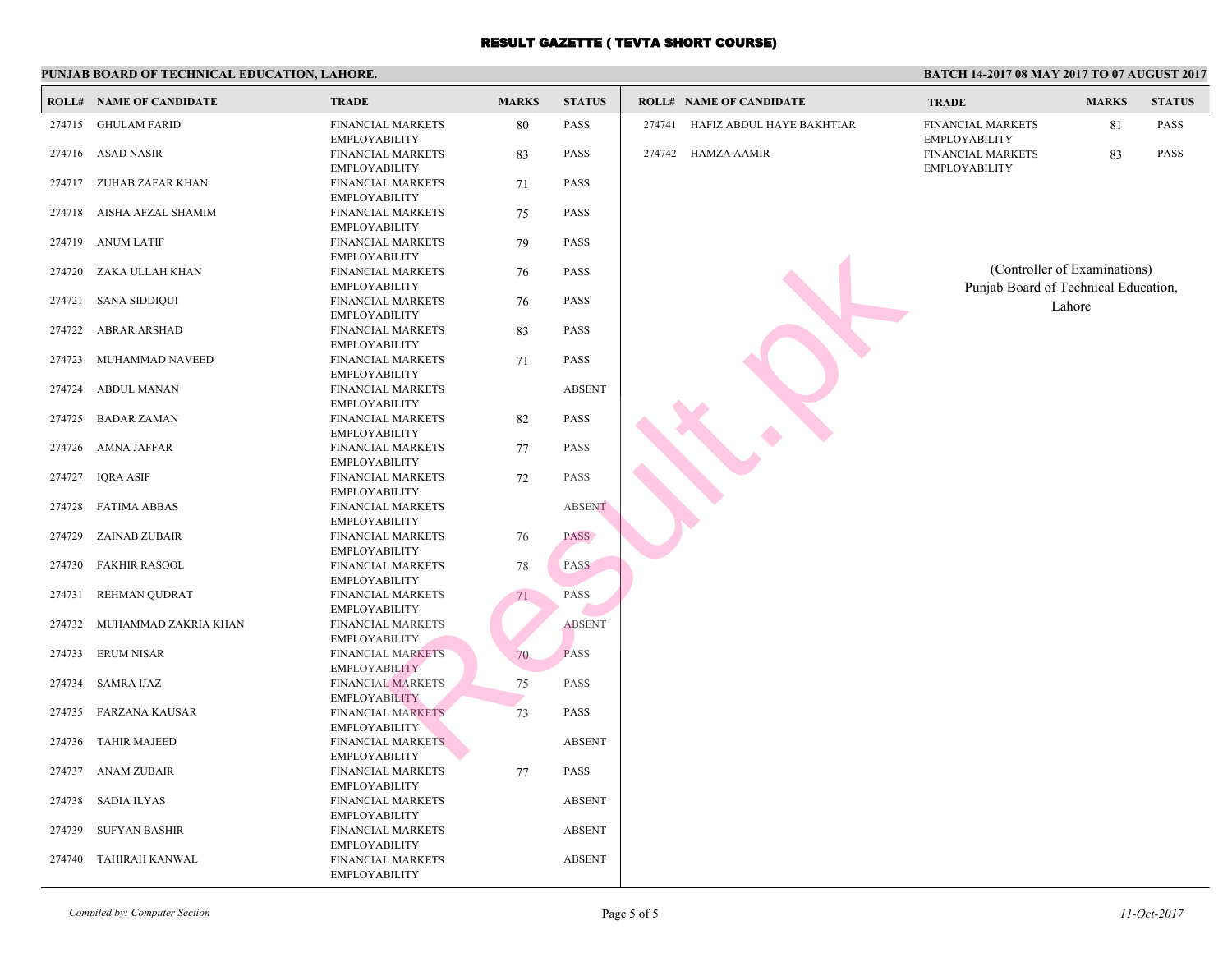# RESULT GAZETTE ( TEVTA SHORT COURSE)

**PUNJAB BOARD OF TECHNICAL EDUCATION, LAHORE.**

**BATCH 14-2017 08 MAY 2017 TO 07 AUGUST 2017**

| ROLL# | NAME OF CANDIDATE | TRADE | MARKS | STATUS |
|---|---|---|---|---|
| 274715 | GHULAM FARID | FINANCIAL MARKETS EMPLOYABILITY | 80 | PASS |
| 274716 | ASAD NASIR | FINANCIAL MARKETS EMPLOYABILITY | 83 | PASS |
| 274717 | ZUHAB ZAFAR KHAN | FINANCIAL MARKETS EMPLOYABILITY | 71 | PASS |
| 274718 | AISHA AFZAL SHAMIM | FINANCIAL MARKETS EMPLOYABILITY | 75 | PASS |
| 274719 | ANUM LATIF | FINANCIAL MARKETS EMPLOYABILITY | 79 | PASS |
| 274720 | ZAKA ULLAH KHAN | FINANCIAL MARKETS EMPLOYABILITY | 76 | PASS |
| 274721 | SANA SIDDIQUI | FINANCIAL MARKETS EMPLOYABILITY | 76 | PASS |
| 274722 | ABRAR ARSHAD | FINANCIAL MARKETS EMPLOYABILITY | 83 | PASS |
| 274723 | MUHAMMAD NAVEED | FINANCIAL MARKETS EMPLOYABILITY | 71 | PASS |
| 274724 | ABDUL MANAN | FINANCIAL MARKETS EMPLOYABILITY | | ABSENT |
| 274725 | BADAR ZAMAN | FINANCIAL MARKETS EMPLOYABILITY | 82 | PASS |
| 274726 | AMNA JAFFAR | FINANCIAL MARKETS EMPLOYABILITY | 77 | PASS |
| 274727 | IQRA ASIF | FINANCIAL MARKETS EMPLOYABILITY | 72 | PASS |
| 274728 | FATIMA ABBAS | FINANCIAL MARKETS EMPLOYABILITY | | ABSENT |
| 274729 | ZAINAB ZUBAIR | FINANCIAL MARKETS EMPLOYABILITY | 76 | PASS |
| 274730 | FAKHIR RASOOL | FINANCIAL MARKETS EMPLOYABILITY | 78 | PASS |
| 274731 | REHMAN QUDRAT | FINANCIAL MARKETS EMPLOYABILITY | 71 | PASS |
| 274732 | MUHAMMAD ZAKRIA KHAN | FINANCIAL MARKETS EMPLOYABILITY | | ABSENT |
| 274733 | ERUM NISAR | FINANCIAL MARKETS EMPLOYABILITY | 70 | PASS |
| 274734 | SAMRA IJAZ | FINANCIAL MARKETS EMPLOYABILITY | 75 | PASS |
| 274735 | FARZANA KAUSAR | FINANCIAL MARKETS EMPLOYABILITY | 73 | PASS |
| 274736 | TAHIR MAJEED | FINANCIAL MARKETS EMPLOYABILITY | | ABSENT |
| 274737 | ANAM ZUBAIR | FINANCIAL MARKETS EMPLOYABILITY | 77 | PASS |
| 274738 | SADIA ILYAS | FINANCIAL MARKETS EMPLOYABILITY | | ABSENT |
| 274739 | SUFYAN BASHIR | FINANCIAL MARKETS EMPLOYABILITY | | ABSENT |
| 274740 | TAHIRAH KANWAL | FINANCIAL MARKETS EMPLOYABILITY | | ABSENT |
| 274741 | HAFIZ ABDUL HAYE BAKHTIAR | FINANCIAL MARKETS EMPLOYABILITY | 81 | PASS |
| 274742 | HAMZA AAMIR | FINANCIAL MARKETS EMPLOYABILITY | 83 | PASS |

(Controller of Examinations)
Punjab Board of Technical Education,
Lahore

*Compiled by: Computer Section*

*11-Oct-2017*